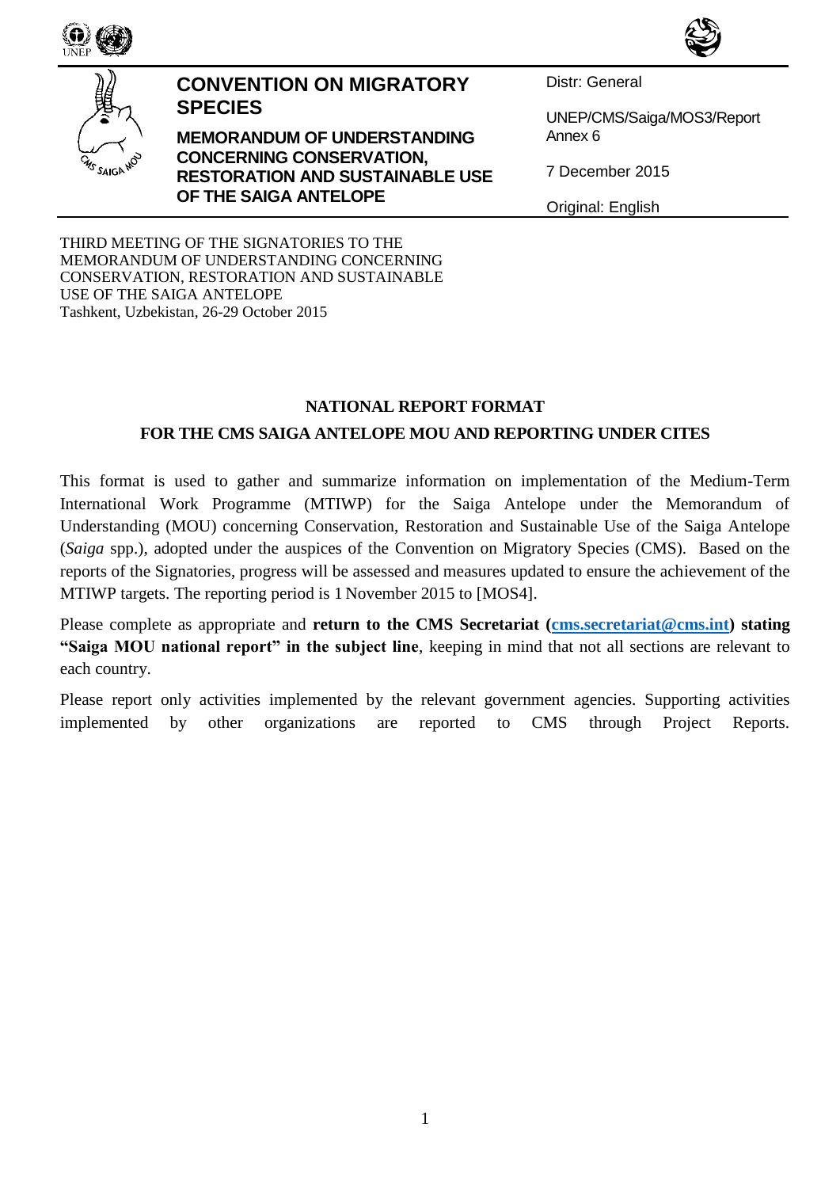# CONVENTION ON MIGRATORY SPECIES

**MEMORANDUM OF UNDERSTANDING CONCERNING CONSERVATION, RESTORATION AND SUSTAINABLE USE OF THE SAIGA ANTELOPE**

Distr: General

UNEP/CMS/Saiga/MOS3/Report Annex 6

7 December 2015

Original: English

THIRD MEETING OF THE SIGNATORIES TO THE MEMORANDUM OF UNDERSTANDING CONCERNING CONSERVATION, RESTORATION AND SUSTAINABLE USE OF THE SAIGA ANTELOPE
Tashkent, Uzbekistan, 26-29 October 2015

## NATIONAL REPORT FORMAT

## FOR THE CMS SAIGA ANTELOPE MOU AND REPORTING UNDER CITES

This format is used to gather and summarize information on implementation of the Medium-Term International Work Programme (MTIWP) for the Saiga Antelope under the Memorandum of Understanding (MOU) concerning Conservation, Restoration and Sustainable Use of the Saiga Antelope (*Saiga* spp.), adopted under the auspices of the Convention on Migratory Species (CMS). Based on the reports of the Signatories, progress will be assessed and measures updated to ensure the achievement of the MTIWP targets. The reporting period is 1 November 2015 to [MOS4].

Please complete as appropriate and **return to the CMS Secretariat (cms.secretariat@cms.int) stating "Saiga MOU national report" in the subject line**, keeping in mind that not all sections are relevant to each country.

Please report only activities implemented by the relevant government agencies. Supporting activities implemented by other organizations are reported to CMS through Project Reports.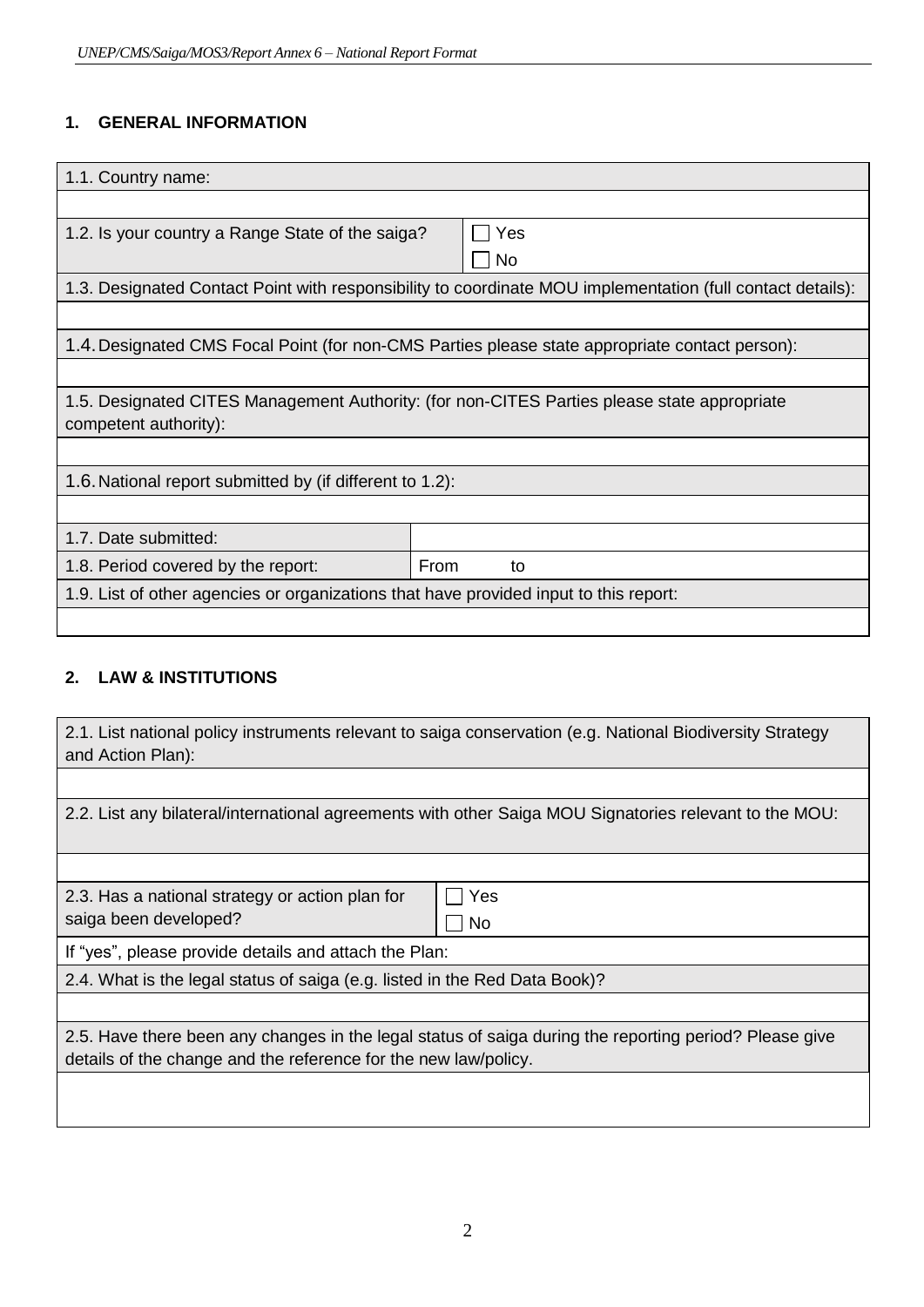## 1. GENERAL INFORMATION

| 1.1. Country name: | |
|---|---|
| | |
| 1.2. Is your country a Range State of the saiga? | ☐ Yes<br>☐ No |
| 1.3. Designated Contact Point with responsibility to coordinate MOU implementation (full contact details): | |
| | |
| 1.4. Designated CMS Focal Point (for non-CMS Parties please state appropriate contact person): | |
| | |
| 1.5. Designated CITES Management Authority: (for non-CITES Parties please state appropriate competent authority): | |
| | |
| 1.6. National report submitted by (if different to 1.2): | |
| | |
| 1.7. Date submitted: | |
| 1.8. Period covered by the report: | From to |
| 1.9. List of other agencies or organizations that have provided input to this report: | |
| | |

## 2. LAW & INSTITUTIONS

| 2.1. List national policy instruments relevant to saiga conservation (e.g. National Biodiversity Strategy and Action Plan): | |
|---|---|
| | |
| 2.2. List any bilateral/international agreements with other Saiga MOU Signatories relevant to the MOU: | |
| | |
| 2.3. Has a national strategy or action plan for saiga been developed? | ☐ Yes<br>☐ No |
| If "yes", please provide details and attach the Plan: | |
| 2.4. What is the legal status of saiga (e.g. listed in the Red Data Book)? | |
| | |
| 2.5. Have there been any changes in the legal status of saiga during the reporting period? Please give details of the change and the reference for the new law/policy. | |
| | |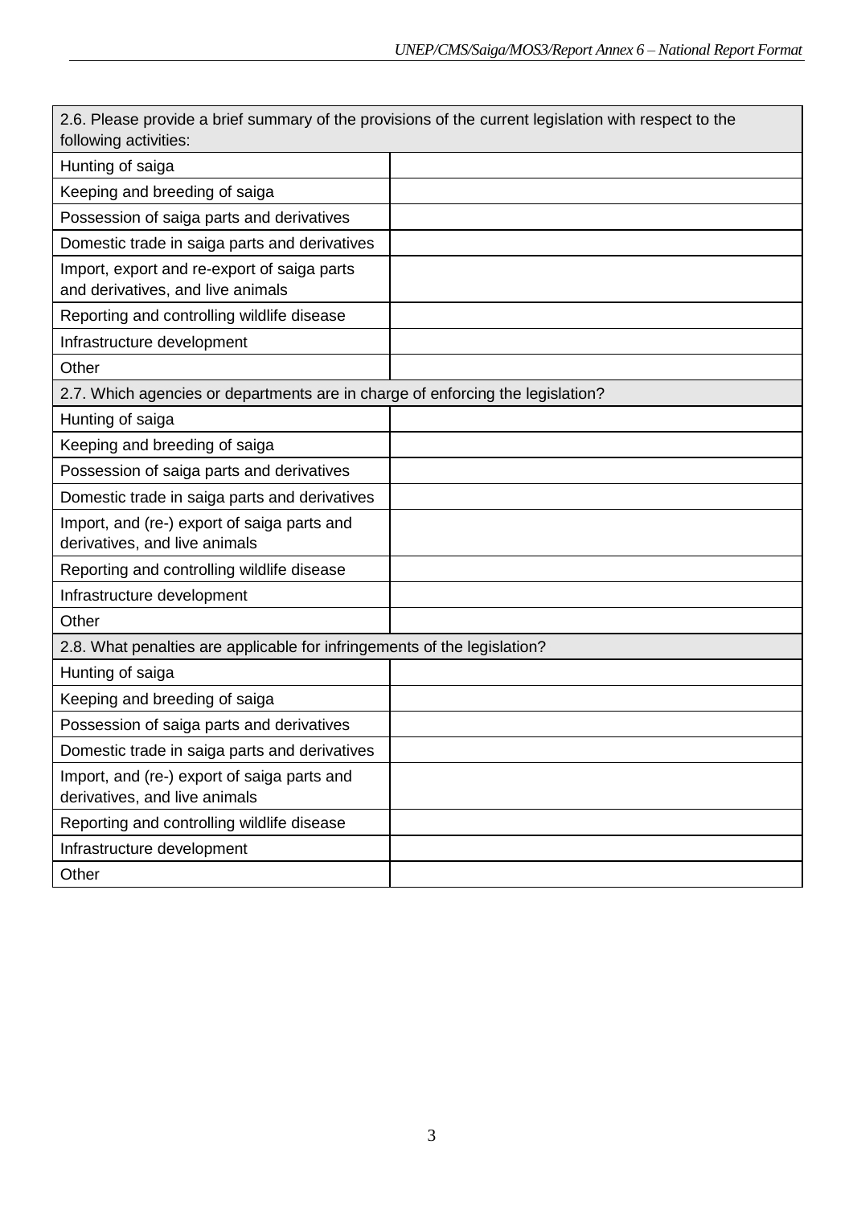| 2.6. Please provide a brief summary of the provisions of the current legislation with respect to the following activities: | |
|---|---|
| Hunting of saiga | |
| Keeping and breeding of saiga | |
| Possession of saiga parts and derivatives | |
| Domestic trade in saiga parts and derivatives | |
| Import, export and re-export of saiga parts and derivatives, and live animals | |
| Reporting and controlling wildlife disease | |
| Infrastructure development | |
| Other | |
| **2.7. Which agencies or departments are in charge of enforcing the legislation?** | |
| Hunting of saiga | |
| Keeping and breeding of saiga | |
| Possession of saiga parts and derivatives | |
| Domestic trade in saiga parts and derivatives | |
| Import, and (re-) export of saiga parts and derivatives, and live animals | |
| Reporting and controlling wildlife disease | |
| Infrastructure development | |
| Other | |
| **2.8. What penalties are applicable for infringements of the legislation?** | |
| Hunting of saiga | |
| Keeping and breeding of saiga | |
| Possession of saiga parts and derivatives | |
| Domestic trade in saiga parts and derivatives | |
| Import, and (re-) export of saiga parts and derivatives, and live animals | |
| Reporting and controlling wildlife disease | |
| Infrastructure development | |
| Other | |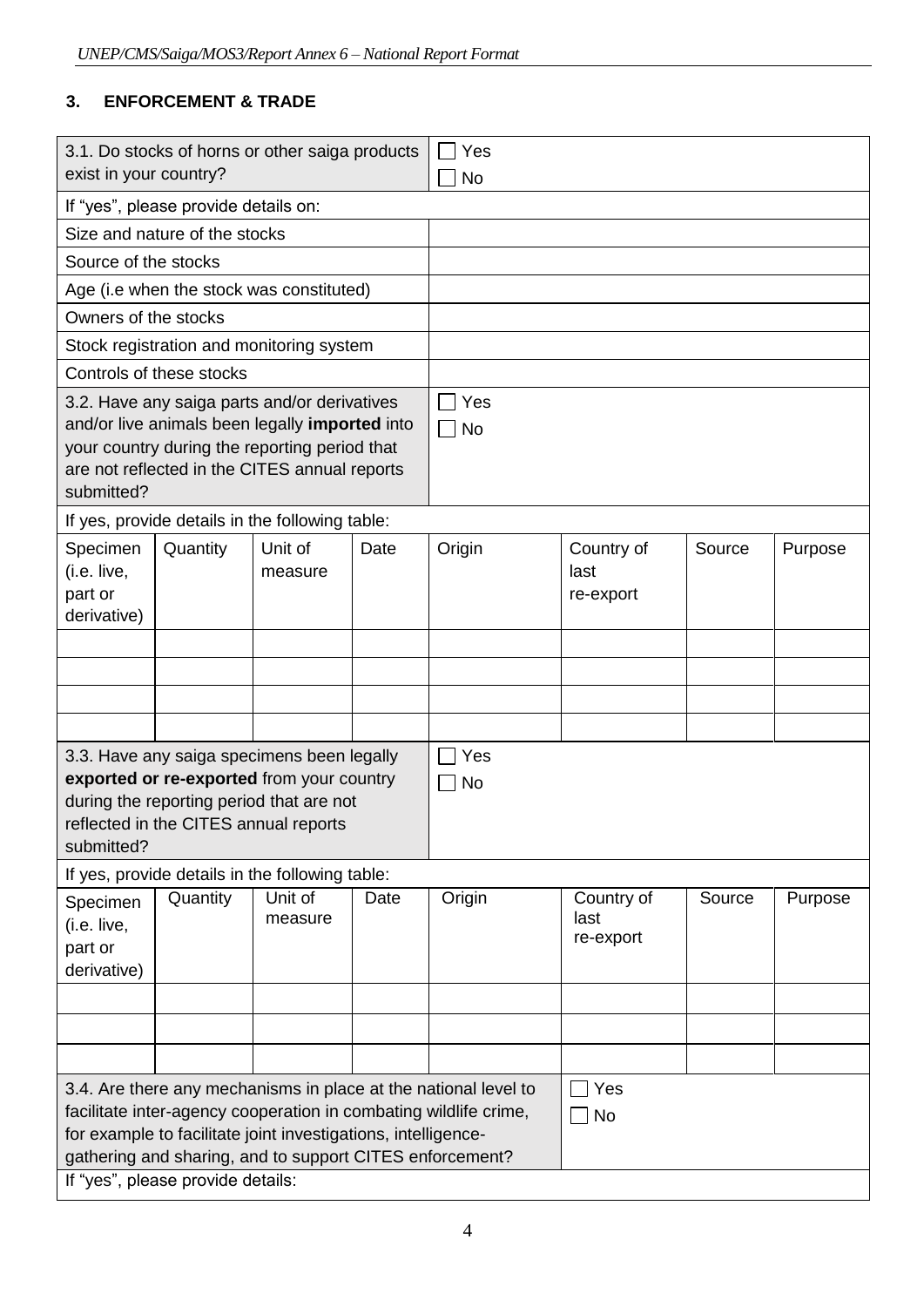## 3. ENFORCEMENT & TRADE

| | | | | | | | |
|---|---|---|---|---|---|---|---|
| 3.1. Do stocks of horns or other saiga products exist in your country? | | | | ☐ Yes<br>☐ No | | | |
| If "yes", please provide details on: | | | | | | | |
| Size and nature of the stocks | | | | | | | |
| Source of the stocks | | | | | | | |
| Age (i.e when the stock was constituted) | | | | | | | |
| Owners of the stocks | | | | | | | |
| Stock registration and monitoring system | | | | | | | |
| Controls of these stocks | | | | | | | |
| 3.2. Have any saiga parts and/or derivatives and/or live animals been legally **imported** into your country during the reporting period that are not reflected in the CITES annual reports submitted? | | | | ☐ Yes<br>☐ No | | | |
| If yes, provide details in the following table: | | | | | | | |
| Specimen (i.e. live, part or derivative) | Quantity | Unit of measure | Date | Origin | Country of last re-export | Source | Purpose |
| | | | | | | | |
| | | | | | | | |
| | | | | | | | |
| | | | | | | | |
| 3.3. Have any saiga specimens been legally **exported or re-exported** from your country during the reporting period that are not reflected in the CITES annual reports submitted? | | | | ☐ Yes<br>☐ No | | | |
| If yes, provide details in the following table: | | | | | | | |
| Specimen (i.e. live, part or derivative) | Quantity | Unit of measure | Date | Origin | Country of last re-export | Source | Purpose |
| | | | | | | | |
| | | | | | | | |
| | | | | | | | |
| 3.4. Are there any mechanisms in place at the national level to facilitate inter-agency cooperation in combating wildlife crime, for example to facilitate joint investigations, intelligence-gathering and sharing, and to support CITES enforcement? | | | | | ☐ Yes<br>☐ No | | |
| If "yes", please provide details: | | | | | | | |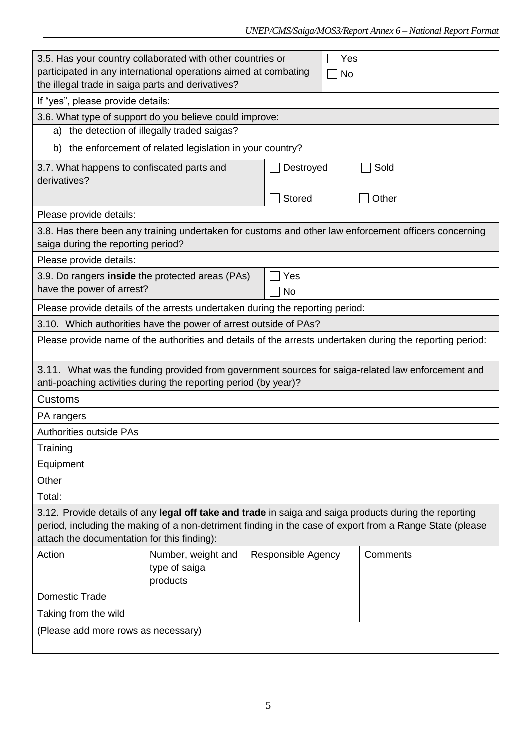| 3.5. Has your country collaborated with other countries or participated in any international operations aimed at combating the illegal trade in saiga parts and derivatives? | ☐ Yes ☐ No |
|---|---|
| If "yes", please provide details: | |

| 3.6. What type of support do you believe could improve: |
|---|
| a) the detection of illegally traded saigas? |
| b) the enforcement of related legislation in your country? |

| 3.7. What happens to confiscated parts and derivatives? | ☐ Destroyed | ☐ Sold |
|---|---|---|
| | ☐ Stored | ☐ Other |
| Please provide details: | | |

| 3.8. Has there been any training undertaken for customs and other law enforcement officers concerning saiga during the reporting period? |
|---|
| Please provide details: |

| 3.9. Do rangers **inside** the protected areas (PAs) have the power of arrest? | ☐ Yes ☐ No |
|---|---|
| Please provide details of the arrests undertaken during the reporting period: | |

| 3.10. Which authorities have the power of arrest outside of PAs? |
|---|
| Please provide name of the authorities and details of the arrests undertaken during the reporting period: |

| 3.11. What was the funding provided from government sources for saiga-related law enforcement and anti-poaching activities during the reporting period (by year)? | |
|---|---|
| Customs | |
| PA rangers | |
| Authorities outside PAs | |
| Training | |
| Equipment | |
| Other | |
| Total: | |

| 3.12. Provide details of any **legal off take and trade** in saiga and saiga products during the reporting period, including the making of a non-detriment finding in the case of export from a Range State (please attach the documentation for this finding): | | | |
|---|---|---|---|
| Action | Number, weight and type of saiga products | Responsible Agency | Comments |
| Domestic Trade | | | |
| Taking from the wild | | | |
| (Please add more rows as necessary) | | | |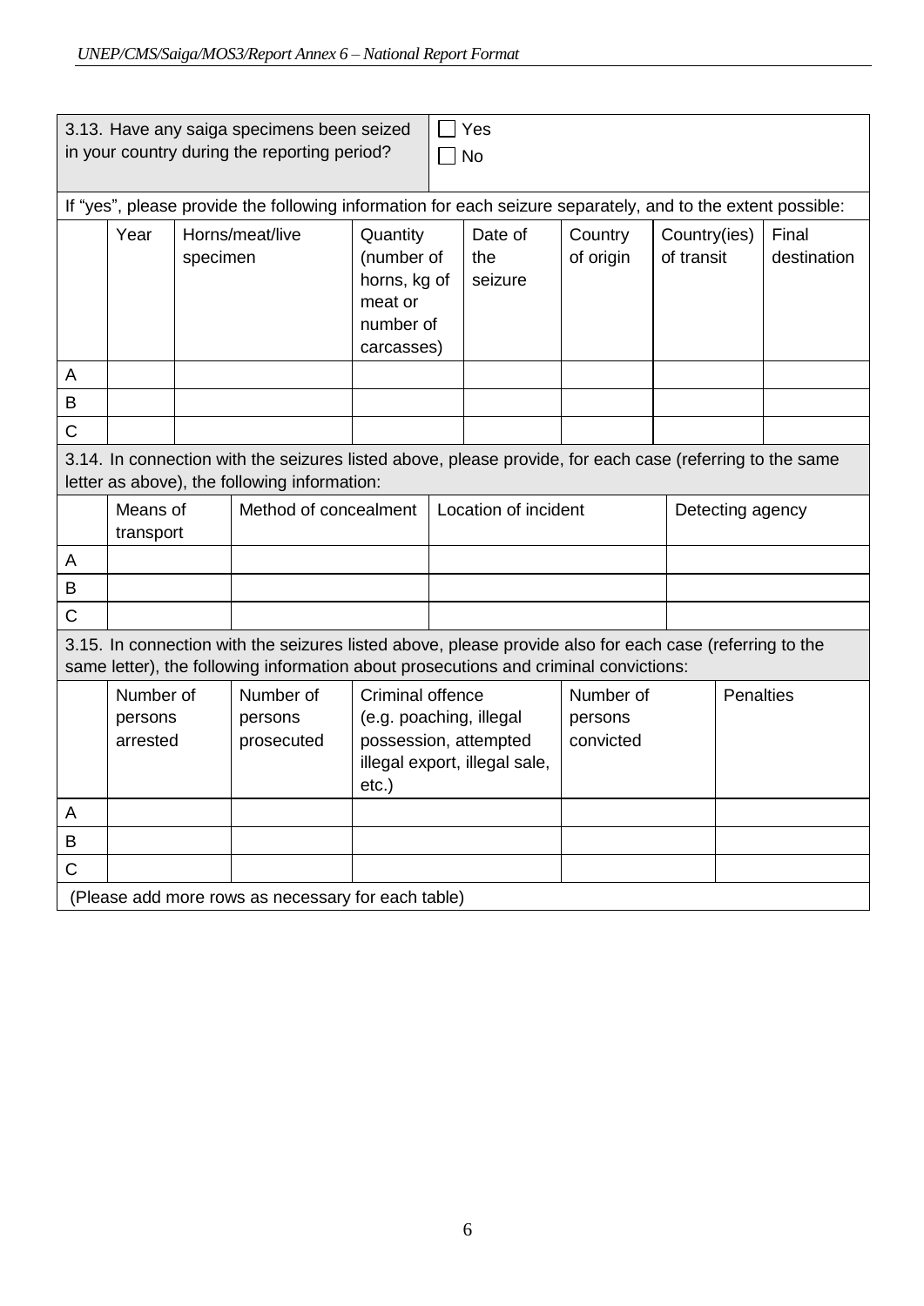| 3.13. Have any saiga specimens been seized in your country during the reporting period? | ☐ Yes<br>☐ No |
|---|---|

If "yes", please provide the following information for each seizure separately, and to the extent possible:

| | Year | Horns/meat/live specimen | Quantity (number of horns, kg of meat or number of carcasses) | Date of the seizure | Country of origin | Country(ies) of transit | Final destination |
|---|---|---|---|---|---|---|---|
| A | | | | | | | |
| B | | | | | | | |
| C | | | | | | | |

3.14. In connection with the seizures listed above, please provide, for each case (referring to the same letter as above), the following information:

| | Means of transport | Method of concealment | Location of incident | Detecting agency |
|---|---|---|---|---|
| A | | | | |
| B | | | | |
| C | | | | |

3.15. In connection with the seizures listed above, please provide also for each case (referring to the same letter), the following information about prosecutions and criminal convictions:

| | Number of persons arrested | Number of persons prosecuted | Criminal offence (e.g. poaching, illegal possession, attempted illegal export, illegal sale, etc.) | Number of persons convicted | Penalties |
|---|---|---|---|---|---|
| A | | | | | |
| B | | | | | |
| C | | | | | |

(Please add more rows as necessary for each table)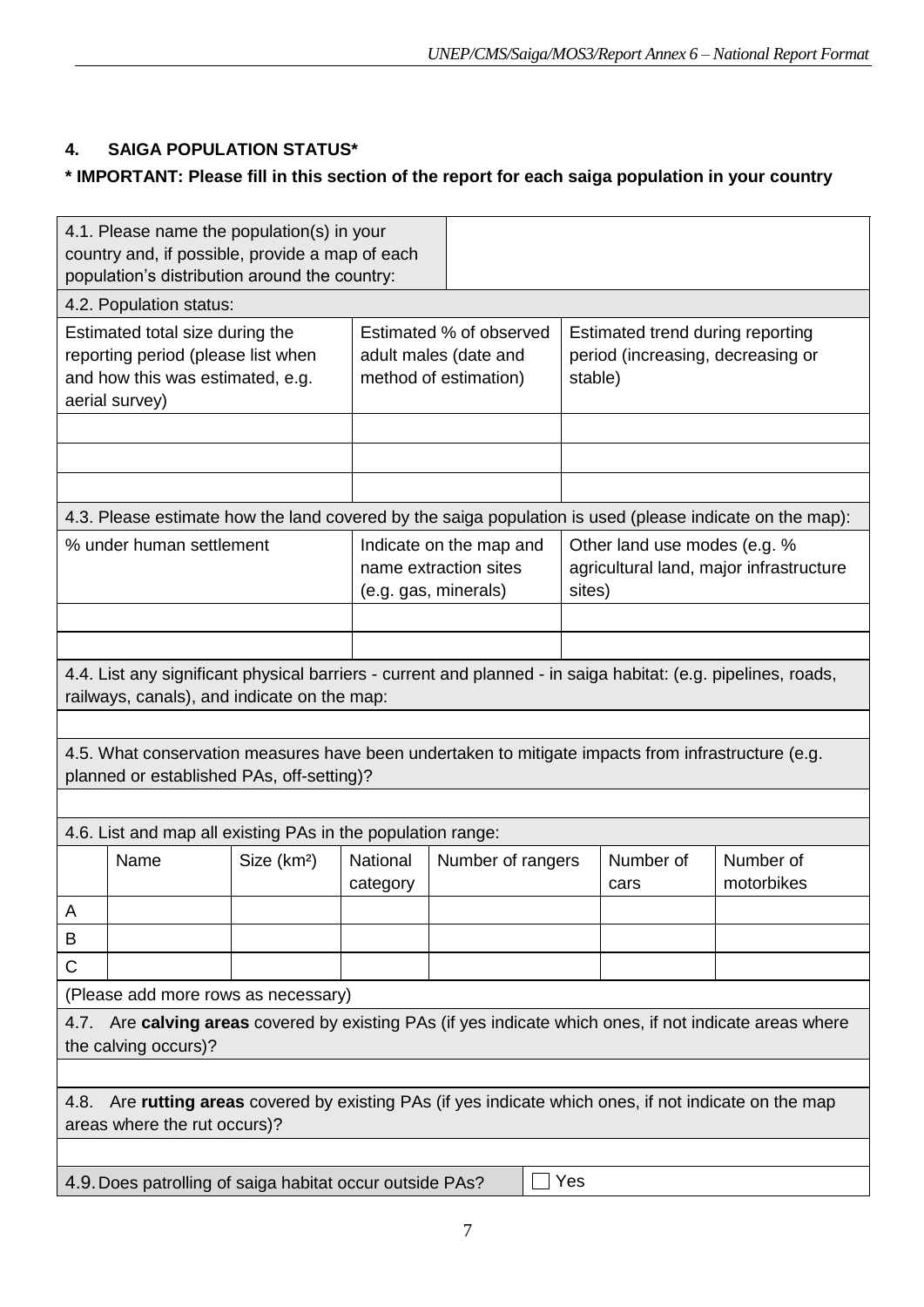## 4. SAIGA POPULATION STATUS*

**\* IMPORTANT: Please fill in this section of the report for each saiga population in your country**

| 4.1. Please name the population(s) in your country and, if possible, provide a map of each population's distribution around the country: | |
|---|---|

4.2. Population status:

| Estimated total size during the reporting period (please list when and how this was estimated, e.g. aerial survey) | Estimated % of observed adult males (date and method of estimation) | Estimated trend during reporting period (increasing, decreasing or stable) |
|---|---|---|
| | | |
| | | |
| | | |

4.3. Please estimate how the land covered by the saiga population is used (please indicate on the map):

| % under human settlement | Indicate on the map and name extraction sites (e.g. gas, minerals) | Other land use modes (e.g. % agricultural land, major infrastructure sites) |
|---|---|---|
| | | |
| | | |

4.4. List any significant physical barriers - current and planned - in saiga habitat: (e.g. pipelines, roads, railways, canals), and indicate on the map:

4.5. What conservation measures have been undertaken to mitigate impacts from infrastructure (e.g. planned or established PAs, off-setting)?

4.6. List and map all existing PAs in the population range:

| | Name | Size (km²) | National category | Number of rangers | Number of cars | Number of motorbikes |
|---|---|---|---|---|---|---|
| A | | | | | | |
| B | | | | | | |
| C | | | | | | |

(Please add more rows as necessary)

4.7. Are **calving areas** covered by existing PAs (if yes indicate which ones, if not indicate areas where the calving occurs)?

4.8. Are **rutting areas** covered by existing PAs (if yes indicate which ones, if not indicate on the map areas where the rut occurs)?

4.9. Does patrolling of saiga habitat occur outside PAs? ☐ Yes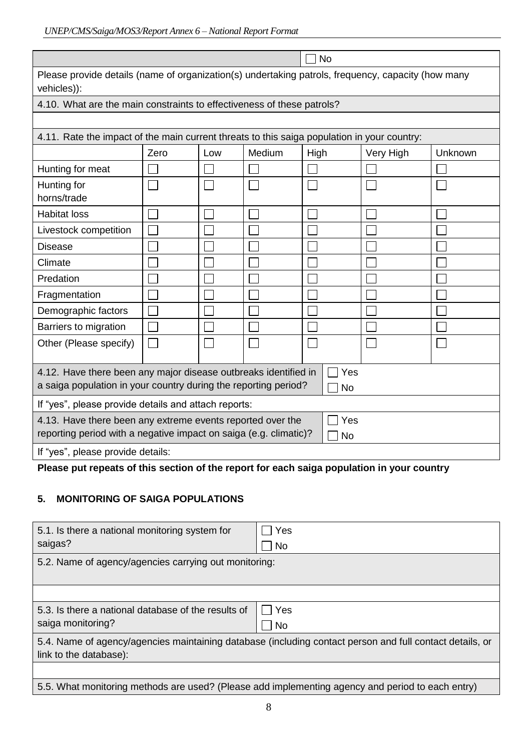| | ☐ No |
|---|---|
| Please provide details (name of organization(s) undertaking patrols, frequency, capacity (how many vehicles)): | |
| 4.10. What are the main constraints to effectiveness of these patrols? | |
| | |

| 4.11. Rate the impact of the main current threats to this saiga population in your country: | | | | | | |
|---|---|---|---|---|---|---|
| | Zero | Low | Medium | High | Very High | Unknown |
| Hunting for meat | ☐ | ☐ | ☐ | ☐ | ☐ | ☐ |
| Hunting for horns/trade | ☐ | ☐ | ☐ | ☐ | ☐ | ☐ |
| Habitat loss | ☐ | ☐ | ☐ | ☐ | ☐ | ☐ |
| Livestock competition | ☐ | ☐ | ☐ | ☐ | ☐ | ☐ |
| Disease | ☐ | ☐ | ☐ | ☐ | ☐ | ☐ |
| Climate | ☐ | ☐ | ☐ | ☐ | ☐ | ☐ |
| Predation | ☐ | ☐ | ☐ | ☐ | ☐ | ☐ |
| Fragmentation | ☐ | ☐ | ☐ | ☐ | ☐ | ☐ |
| Demographic factors | ☐ | ☐ | ☐ | ☐ | ☐ | ☐ |
| Barriers to migration | ☐ | ☐ | ☐ | ☐ | ☐ | ☐ |
| Other (Please specify) | ☐ | ☐ | ☐ | ☐ | ☐ | ☐ |

| 4.12. Have there been any major disease outbreaks identified in a saiga population in your country during the reporting period? | ☐ Yes<br>☐ No |
|---|---|
| If "yes", please provide details and attach reports: | |
| 4.13. Have there been any extreme events reported over the reporting period with a negative impact on saiga (e.g. climatic)? | ☐ Yes<br>☐ No |
| If "yes", please provide details: | |

**Please put repeats of this section of the report for each saiga population in your country**

## 5. MONITORING OF SAIGA POPULATIONS

| 5.1. Is there a national monitoring system for saigas? | ☐ Yes<br>☐ No |
|---|---|
| 5.2. Name of agency/agencies carrying out monitoring: | |
| | |
| 5.3. Is there a national database of the results of saiga monitoring? | ☐ Yes<br>☐ No |
| 5.4. Name of agency/agencies maintaining database (including contact person and full contact details, or link to the database): | |
| | |
| 5.5. What monitoring methods are used? (Please add implementing agency and period to each entry) | |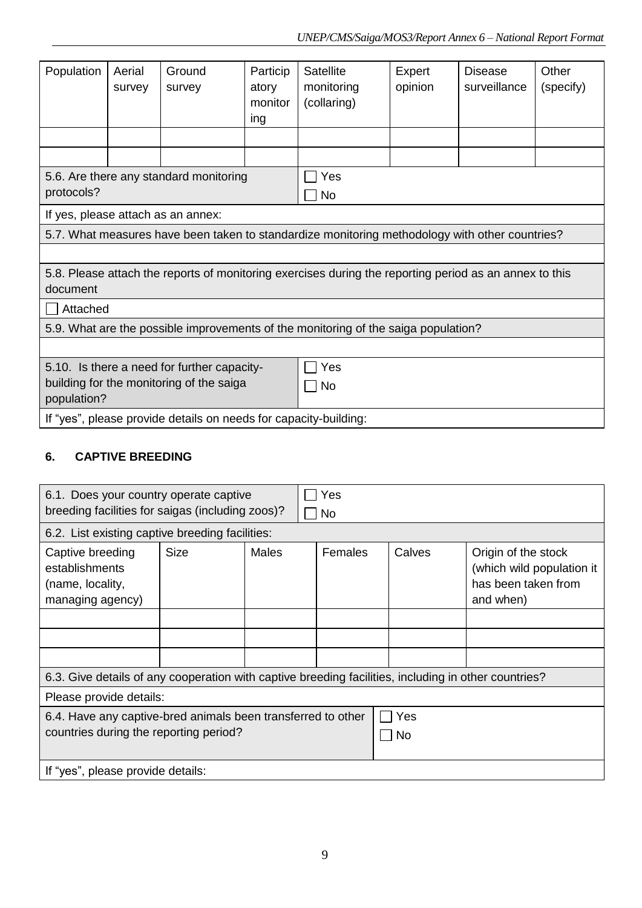| Population | Aerial survey | Ground survey | Participatory monitoring | Satellite monitoring (collaring) | Expert opinion | Disease surveillance | Other (specify) |
|---|---|---|---|---|---|---|---|
| | | | | | | | |
| | | | | | | | |

| | |
|---|---|
| 5.6. Are there any standard monitoring protocols? | ☐ Yes<br>☐ No |
| If yes, please attach as an annex: | |
| 5.7. What measures have been taken to standardize monitoring methodology with other countries? | |
| | |
| 5.8. Please attach the reports of monitoring exercises during the reporting period as an annex to this document | |
| ☐ Attached | |
| 5.9. What are the possible improvements of the monitoring of the saiga population? | |
| | |
| 5.10. Is there a need for further capacity-building for the monitoring of the saiga population? | ☐ Yes<br>☐ No |
| If "yes", please provide details on needs for capacity-building: | |

## 6. CAPTIVE BREEDING

| | |
|---|---|
| 6.1. Does your country operate captive breeding facilities for saigas (including zoos)? | ☐ Yes<br>☐ No |
| 6.2. List existing captive breeding facilities: | |

| Captive breeding establishments (name, locality, managing agency) | Size | Males | Females | Calves | Origin of the stock (which wild population it has been taken from and when) |
|---|---|---|---|---|---|
| | | | | | |
| | | | | | |
| | | | | | |

| | |
|---|---|
| 6.3. Give details of any cooperation with captive breeding facilities, including in other countries? | |
| Please provide details: | |
| 6.4. Have any captive-bred animals been transferred to other countries during the reporting period? | ☐ Yes<br>☐ No |
| If "yes", please provide details: | |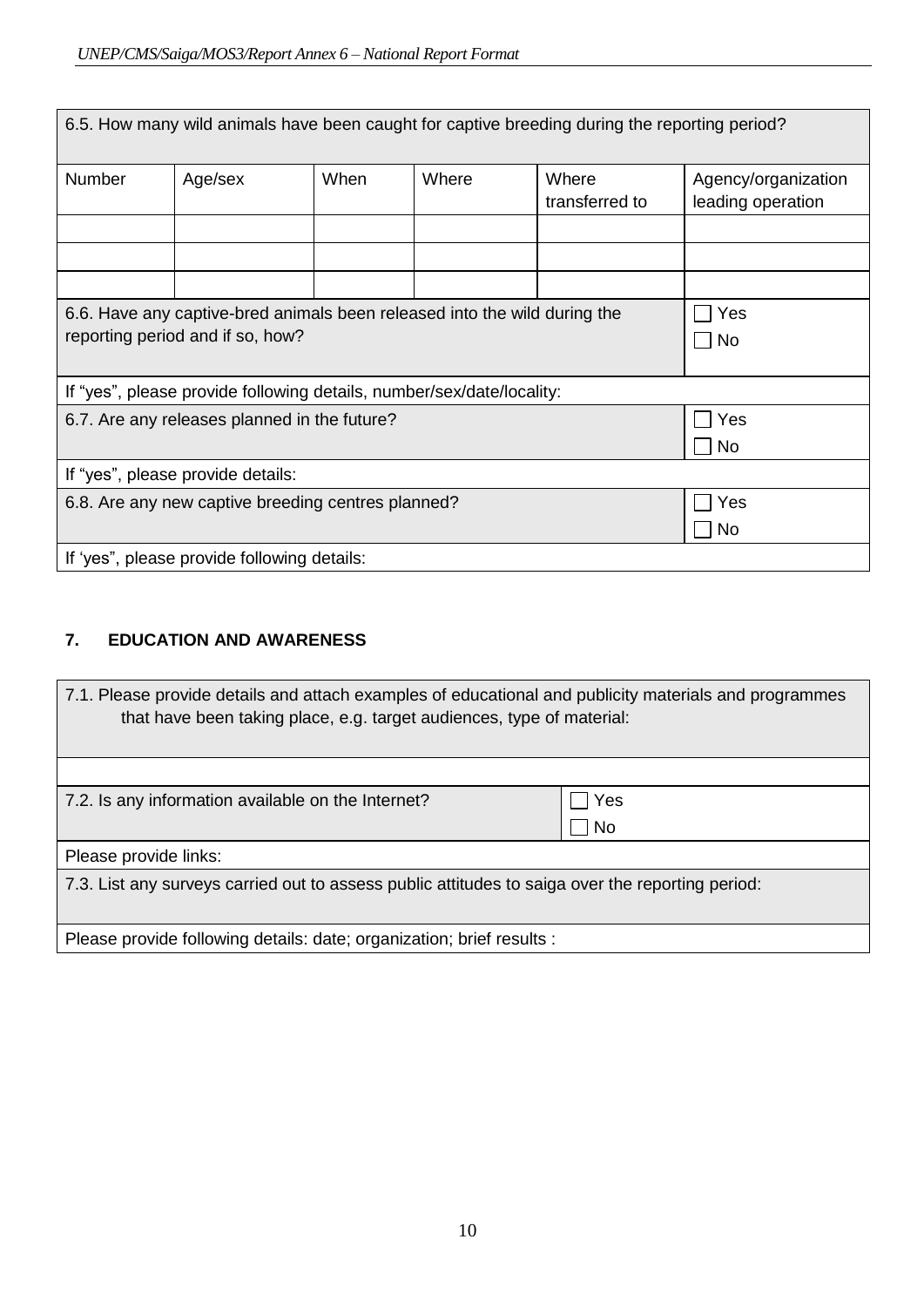| 6.5. How many wild animals have been caught for captive breeding during the reporting period? | | | | | |
|---|---|---|---|---|---|
| Number | Age/sex | When | Where | Where transferred to | Agency/organization leading operation |
| | | | | | |
| | | | | | |
| | | | | | |

| 6.6. Have any captive-bred animals been released into the wild during the reporting period and if so, how? | ☐ Yes<br>☐ No |
|---|---|
| If "yes", please provide following details, number/sex/date/locality: | |
| 6.7. Are any releases planned in the future? | ☐ Yes<br>☐ No |
| If "yes", please provide details: | |
| 6.8. Are any new captive breeding centres planned? | ☐ Yes<br>☐ No |
| If 'yes", please provide following details: | |

## 7. EDUCATION AND AWARENESS

| 7.1. Please provide details and attach examples of educational and publicity materials and programmes that have been taking place, e.g. target audiences, type of material: | |
|---|---|
| | |
| 7.2. Is any information available on the Internet? | ☐ Yes<br>☐ No |
| Please provide links: | |
| 7.3. List any surveys carried out to assess public attitudes to saiga over the reporting period: | |
| Please provide following details: date; organization; brief results : | |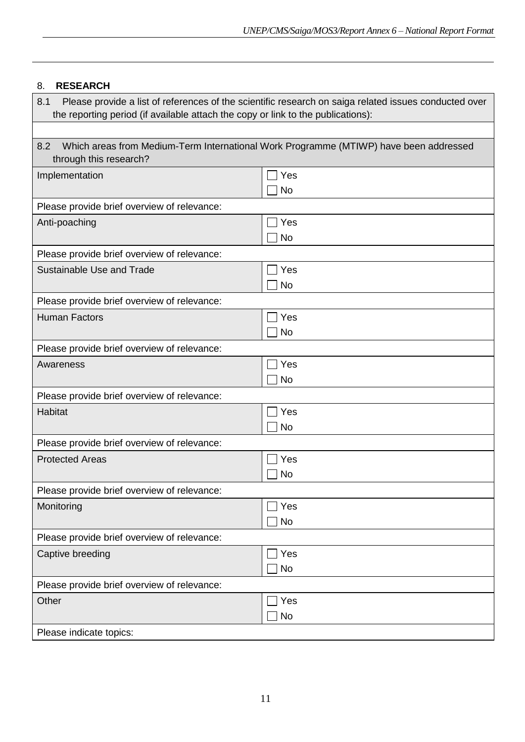## 8. RESEARCH

| 8.1 Please provide a list of references of the scientific research on saiga related issues conducted over the reporting period (if available attach the copy or link to the publications): | |
|---|---|
| | |
| **8.2 Which areas from Medium-Term International Work Programme (MTIWP) have been addressed through this research?** | |
| Implementation | ☐ Yes<br>☐ No |
| Please provide brief overview of relevance: | |
| Anti-poaching | ☐ Yes<br>☐ No |
| Please provide brief overview of relevance: | |
| Sustainable Use and Trade | ☐ Yes<br>☐ No |
| Please provide brief overview of relevance: | |
| Human Factors | ☐ Yes<br>☐ No |
| Please provide brief overview of relevance: | |
| Awareness | ☐ Yes<br>☐ No |
| Please provide brief overview of relevance: | |
| Habitat | ☐ Yes<br>☐ No |
| Please provide brief overview of relevance: | |
| Protected Areas | ☐ Yes<br>☐ No |
| Please provide brief overview of relevance: | |
| Monitoring | ☐ Yes<br>☐ No |
| Please provide brief overview of relevance: | |
| Captive breeding | ☐ Yes<br>☐ No |
| Please provide brief overview of relevance: | |
| Other | ☐ Yes<br>☐ No |
| Please indicate topics: | |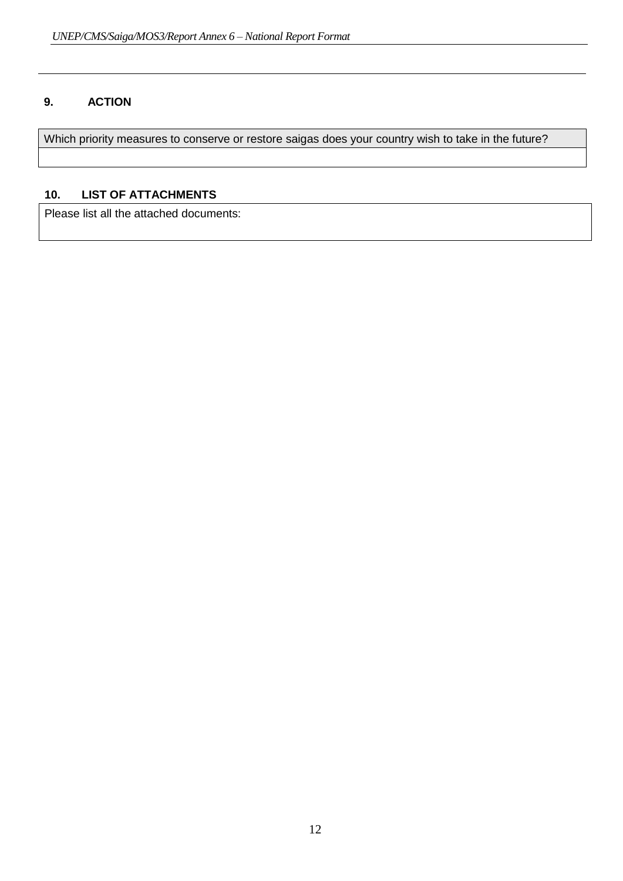## 9. ACTION

| Which priority measures to conserve or restore saigas does your country wish to take in the future? |
|---|
| |

## 10. LIST OF ATTACHMENTS

| Please list all the attached documents: |
|---|